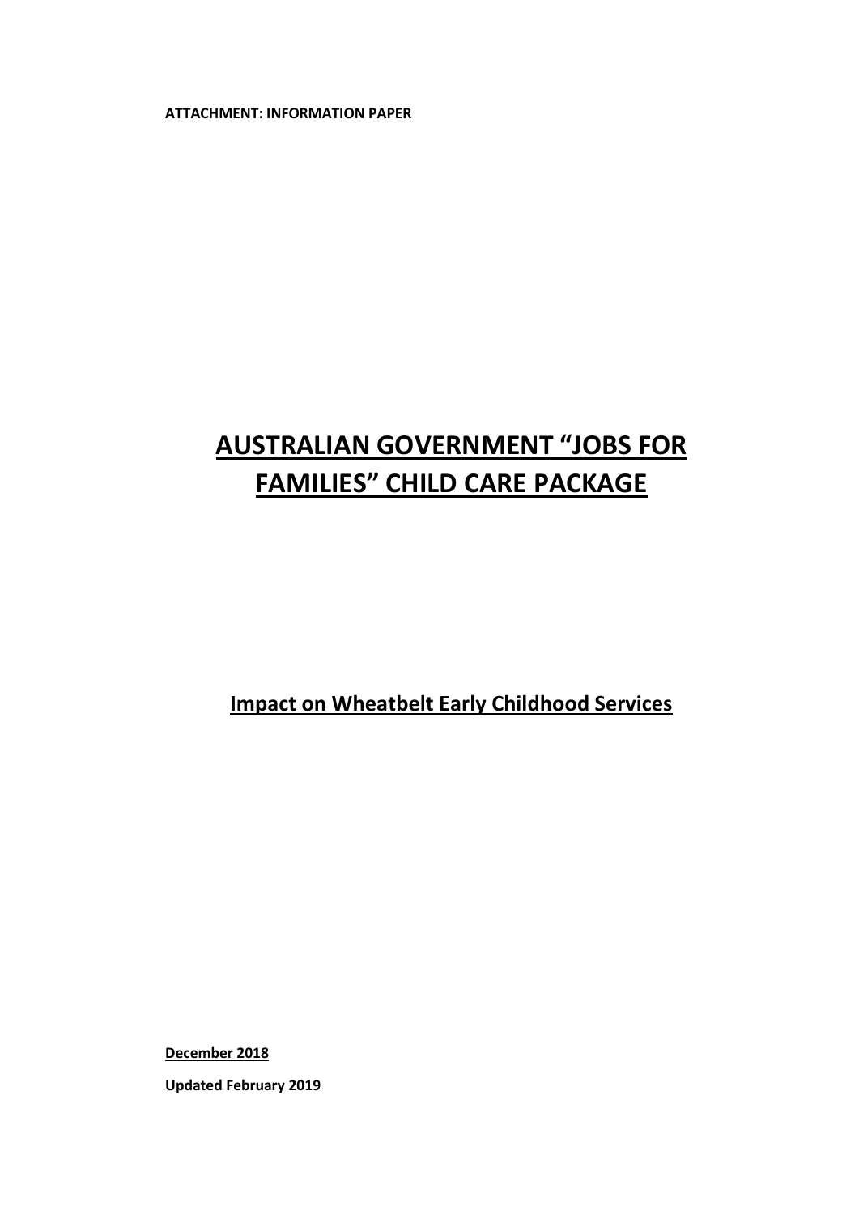**ATTACHMENT: INFORMATION PAPER**

# AUSTRALIAN GOVERNMENT "JOBS FOR FAMILIES" CHILD CARE PACKAGE

## Impact on Wheatbelt Early Childhood Services

**December 2018**

**Updated February 2019**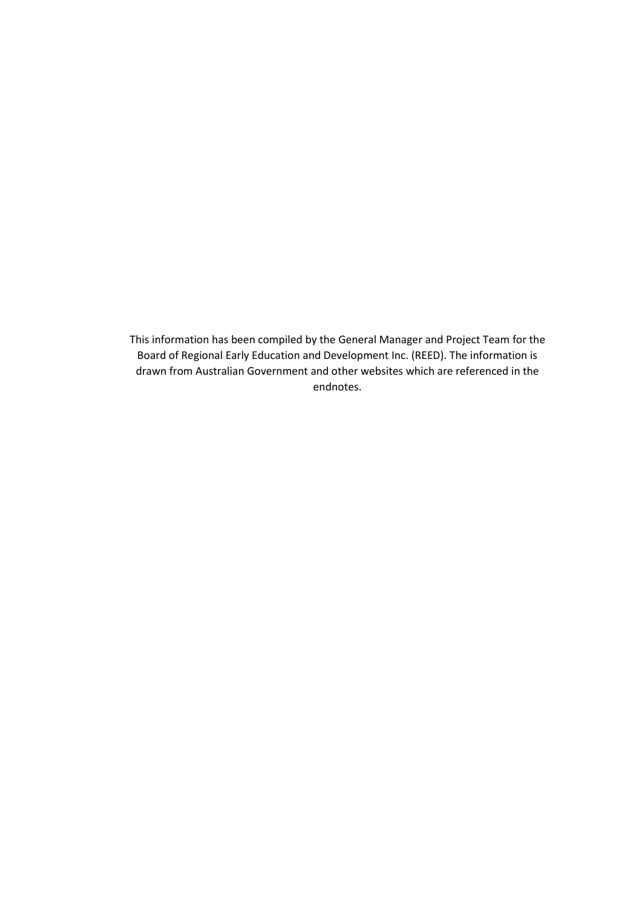This information has been compiled by the General Manager and Project Team for the Board of Regional Early Education and Development Inc. (REED). The information is drawn from Australian Government and other websites which are referenced in the endnotes.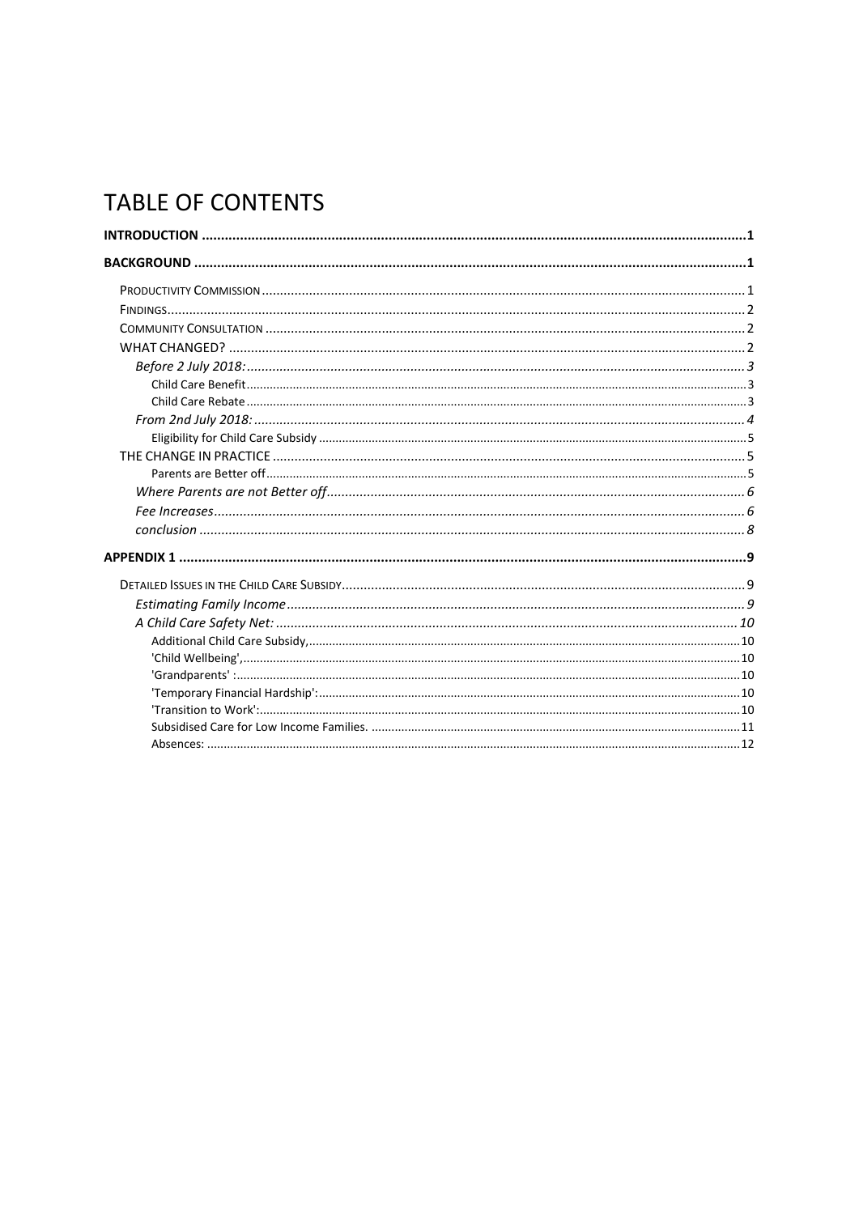# TABLE OF CONTENTS

- **INTRODUCTION** ..... **1**
- **BACKGROUND** ..... **1**
  - PRODUCTIVITY COMMISSION ..... 1
  - FINDINGS ..... 2
  - COMMUNITY CONSULTATION ..... 2
  - WHAT CHANGED? ..... 2
    - *Before 2 July 2018:* ..... *3*
      - Child Care Benefit ..... 3
      - Child Care Rebate ..... 3
    - *From 2nd July 2018:* ..... *4*
      - Eligibility for Child Care Subsidy ..... 5
  - THE CHANGE IN PRACTICE ..... 5
      - Parents are Better off ..... 5
    - *Where Parents are not Better off* ..... *6*
    - *Fee Increases* ..... *6*
    - *conclusion* ..... *8*
- **APPENDIX 1** ..... **9**
  - DETAILED ISSUES IN THE CHILD CARE SUBSIDY ..... 9
    - *Estimating Family Income* ..... *9*
    - *A Child Care Safety Net:* ..... *10*
      - Additional Child Care Subsidy, ..... 10
      - 'Child Wellbeing', ..... 10
      - 'Grandparents' : ..... 10
      - 'Temporary Financial Hardship': ..... 10
      - 'Transition to Work': ..... 10
      - Subsidised Care for Low Income Families. ..... 11
      - Absences: ..... 12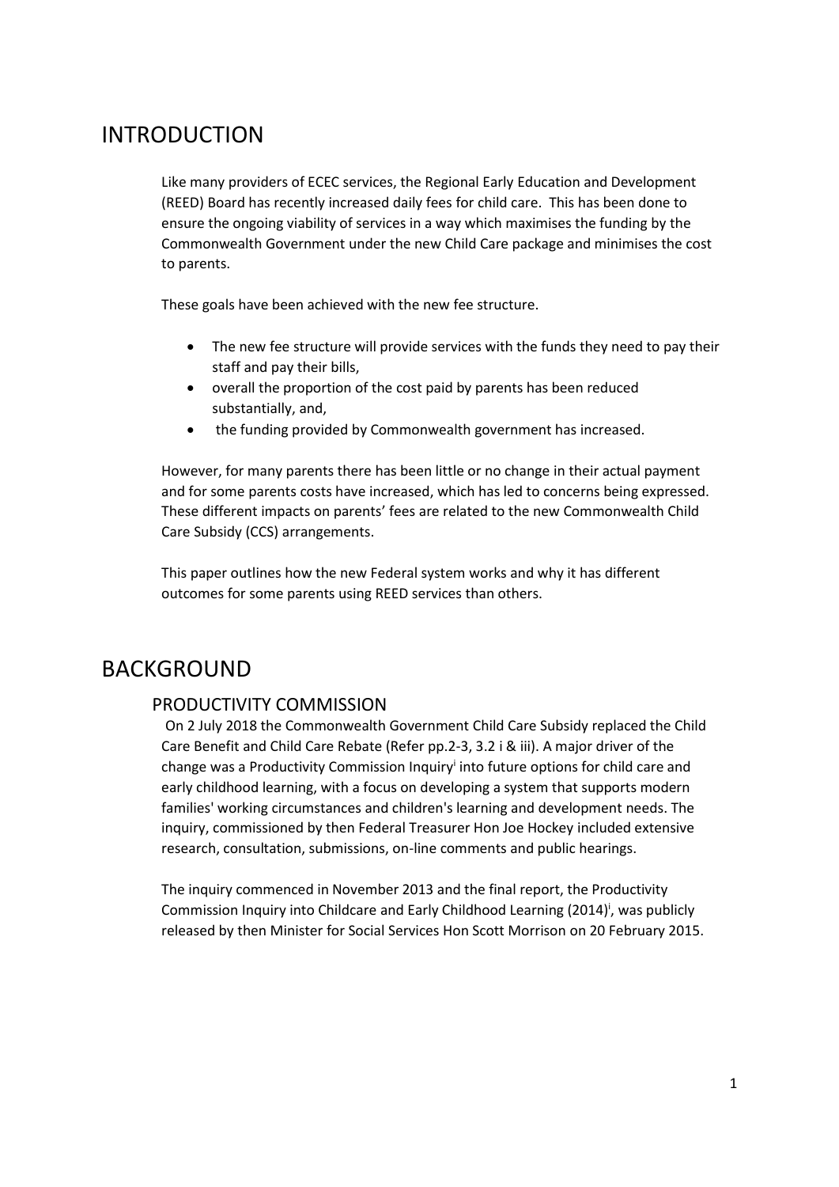# INTRODUCTION

Like many providers of ECEC services, the Regional Early Education and Development (REED) Board has recently increased daily fees for child care. This has been done to ensure the ongoing viability of services in a way which maximises the funding by the Commonwealth Government under the new Child Care package and minimises the cost to parents.

These goals have been achieved with the new fee structure.

- The new fee structure will provide services with the funds they need to pay their staff and pay their bills,
- overall the proportion of the cost paid by parents has been reduced substantially, and,
- the funding provided by Commonwealth government has increased.

However, for many parents there has been little or no change in their actual payment and for some parents costs have increased, which has led to concerns being expressed. These different impacts on parents' fees are related to the new Commonwealth Child Care Subsidy (CCS) arrangements.

This paper outlines how the new Federal system works and why it has different outcomes for some parents using REED services than others.

# BACKGROUND

## PRODUCTIVITY COMMISSION

On 2 July 2018 the Commonwealth Government Child Care Subsidy replaced the Child Care Benefit and Child Care Rebate (Refer pp.2-3, 3.2 i & iii). A major driver of the change was a Productivity Commission Inquiry[i] into future options for child care and early childhood learning, with a focus on developing a system that supports modern families' working circumstances and children's learning and development needs. The inquiry, commissioned by then Federal Treasurer Hon Joe Hockey included extensive research, consultation, submissions, on-line comments and public hearings.

The inquiry commenced in November 2013 and the final report, the Productivity Commission Inquiry into Childcare and Early Childhood Learning (2014)[i], was publicly released by then Minister for Social Services Hon Scott Morrison on 20 February 2015.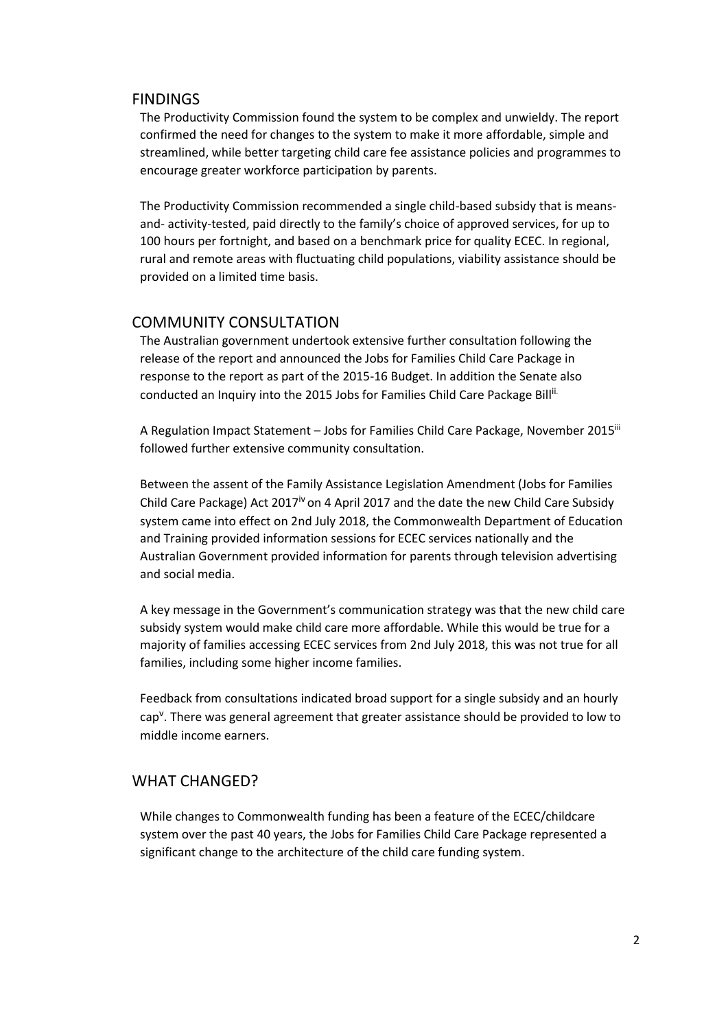## FINDINGS

The Productivity Commission found the system to be complex and unwieldy. The report confirmed the need for changes to the system to make it more affordable, simple and streamlined, while better targeting child care fee assistance policies and programmes to encourage greater workforce participation by parents.

The Productivity Commission recommended a single child-based subsidy that is means-and- activity-tested, paid directly to the family's choice of approved services, for up to 100 hours per fortnight, and based on a benchmark price for quality ECEC. In regional, rural and remote areas with fluctuating child populations, viability assistance should be provided on a limited time basis.

## COMMUNITY CONSULTATION

The Australian government undertook extensive further consultation following the release of the report and announced the Jobs for Families Child Care Package in response to the report as part of the 2015-16 Budget. In addition the Senate also conducted an Inquiry into the 2015 Jobs for Families Child Care Package Bill[ii].

A Regulation Impact Statement – Jobs for Families Child Care Package, November 2015[iii] followed further extensive community consultation.

Between the assent of the Family Assistance Legislation Amendment (Jobs for Families Child Care Package) Act 2017[iv] on 4 April 2017 and the date the new Child Care Subsidy system came into effect on 2nd July 2018, the Commonwealth Department of Education and Training provided information sessions for ECEC services nationally and the Australian Government provided information for parents through television advertising and social media.

A key message in the Government's communication strategy was that the new child care subsidy system would make child care more affordable. While this would be true for a majority of families accessing ECEC services from 2nd July 2018, this was not true for all families, including some higher income families.

Feedback from consultations indicated broad support for a single subsidy and an hourly cap[v]. There was general agreement that greater assistance should be provided to low to middle income earners.

## WHAT CHANGED?

While changes to Commonwealth funding has been a feature of the ECEC/childcare system over the past 40 years, the Jobs for Families Child Care Package represented a significant change to the architecture of the child care funding system.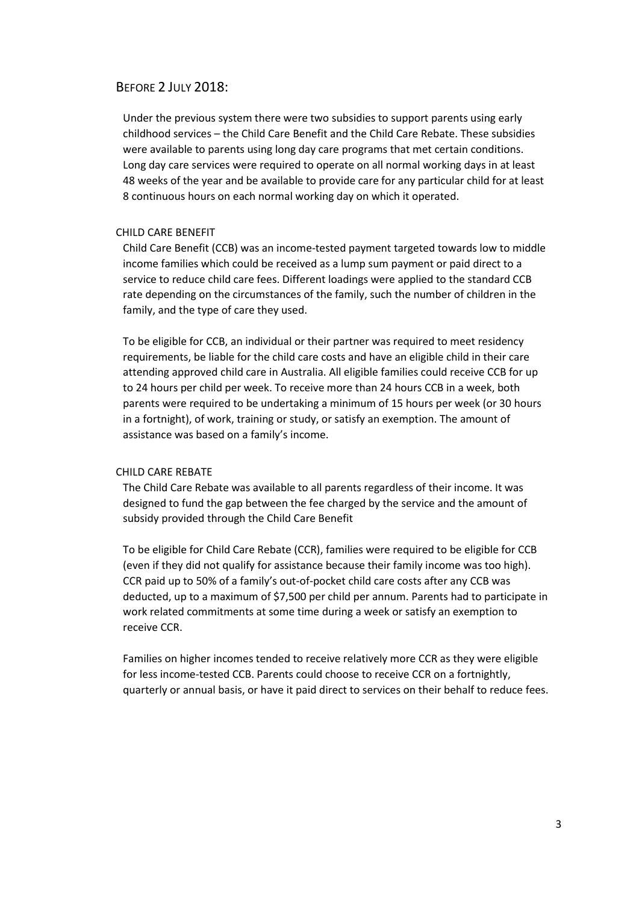## Before 2 July 2018:

Under the previous system there were two subsidies to support parents using early childhood services – the Child Care Benefit and the Child Care Rebate. These subsidies were available to parents using long day care programs that met certain conditions. Long day care services were required to operate on all normal working days in at least 48 weeks of the year and be available to provide care for any particular child for at least 8 continuous hours on each normal working day on which it operated.

### CHILD CARE BENEFIT

Child Care Benefit (CCB) was an income-tested payment targeted towards low to middle income families which could be received as a lump sum payment or paid direct to a service to reduce child care fees. Different loadings were applied to the standard CCB rate depending on the circumstances of the family, such the number of children in the family, and the type of care they used.

To be eligible for CCB, an individual or their partner was required to meet residency requirements, be liable for the child care costs and have an eligible child in their care attending approved child care in Australia. All eligible families could receive CCB for up to 24 hours per child per week. To receive more than 24 hours CCB in a week, both parents were required to be undertaking a minimum of 15 hours per week (or 30 hours in a fortnight), of work, training or study, or satisfy an exemption. The amount of assistance was based on a family's income.

### CHILD CARE REBATE

The Child Care Rebate was available to all parents regardless of their income. It was designed to fund the gap between the fee charged by the service and the amount of subsidy provided through the Child Care Benefit

To be eligible for Child Care Rebate (CCR), families were required to be eligible for CCB (even if they did not qualify for assistance because their family income was too high). CCR paid up to 50% of a family's out-of-pocket child care costs after any CCB was deducted, up to a maximum of $7,500 per child per annum. Parents had to participate in work related commitments at some time during a week or satisfy an exemption to receive CCR.

Families on higher incomes tended to receive relatively more CCR as they were eligible for less income-tested CCB. Parents could choose to receive CCR on a fortnightly, quarterly or annual basis, or have it paid direct to services on their behalf to reduce fees.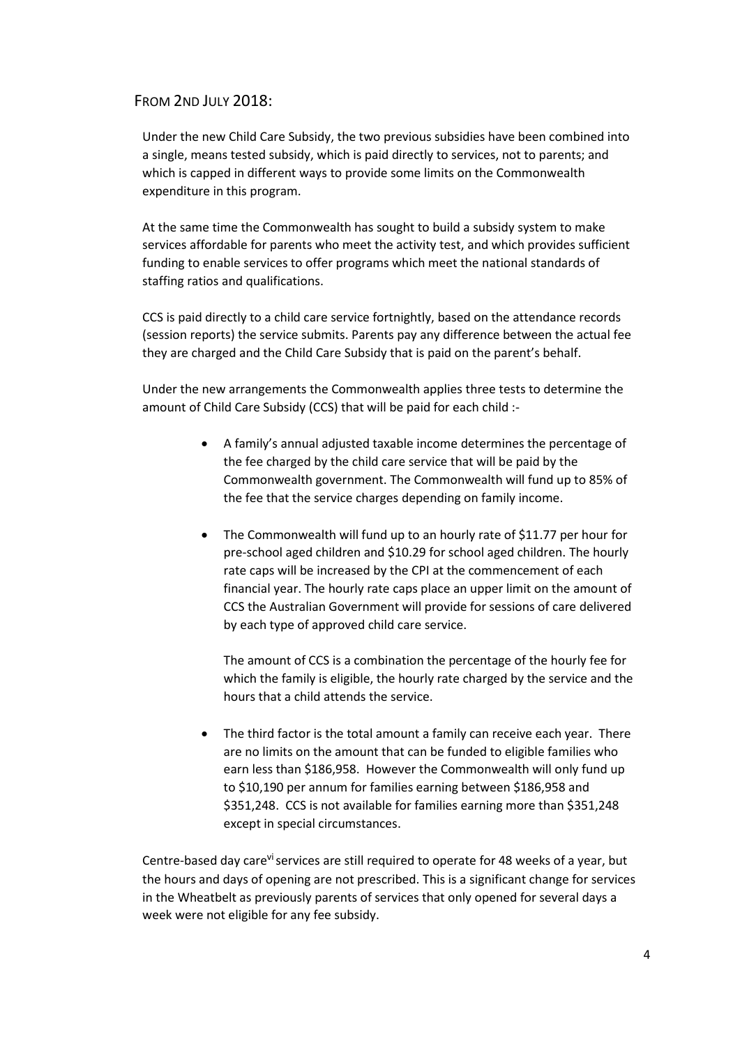## From 2nd July 2018:

Under the new Child Care Subsidy, the two previous subsidies have been combined into a single, means tested subsidy, which is paid directly to services, not to parents; and which is capped in different ways to provide some limits on the Commonwealth expenditure in this program.

At the same time the Commonwealth has sought to build a subsidy system to make services affordable for parents who meet the activity test, and which provides sufficient funding to enable services to offer programs which meet the national standards of staffing ratios and qualifications.

CCS is paid directly to a child care service fortnightly, based on the attendance records (session reports) the service submits. Parents pay any difference between the actual fee they are charged and the Child Care Subsidy that is paid on the parent's behalf.

Under the new arrangements the Commonwealth applies three tests to determine the amount of Child Care Subsidy (CCS) that will be paid for each child :-

- A family's annual adjusted taxable income determines the percentage of the fee charged by the child care service that will be paid by the Commonwealth government. The Commonwealth will fund up to 85% of the fee that the service charges depending on family income.
- The Commonwealth will fund up to an hourly rate of $11.77 per hour for pre-school aged children and $10.29 for school aged children. The hourly rate caps will be increased by the CPI at the commencement of each financial year. The hourly rate caps place an upper limit on the amount of CCS the Australian Government will provide for sessions of care delivered by each type of approved child care service.

  The amount of CCS is a combination the percentage of the hourly fee for which the family is eligible, the hourly rate charged by the service and the hours that a child attends the service.

- The third factor is the total amount a family can receive each year. There are no limits on the amount that can be funded to eligible families who earn less than $186,958. However the Commonwealth will only fund up to $10,190 per annum for families earning between $186,958 and $351,248. CCS is not available for families earning more than $351,248 except in special circumstances.

Centre-based day care[vi] services are still required to operate for 48 weeks of a year, but the hours and days of opening are not prescribed. This is a significant change for services in the Wheatbelt as previously parents of services that only opened for several days a week were not eligible for any fee subsidy.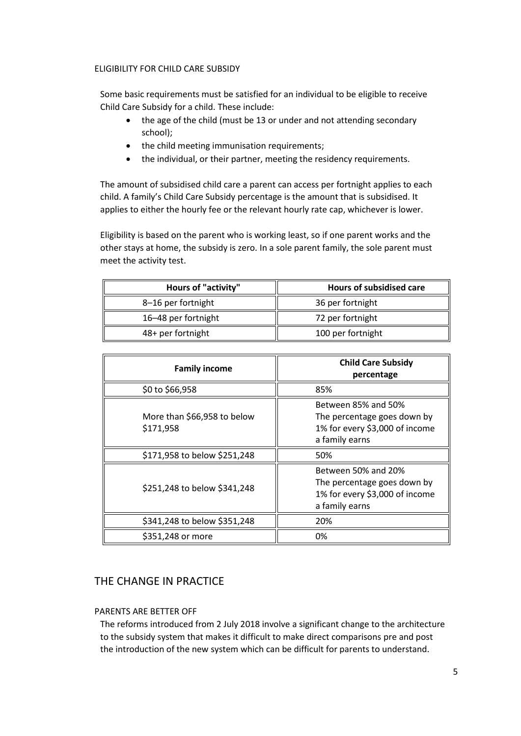### ELIGIBILITY FOR CHILD CARE SUBSIDY

Some basic requirements must be satisfied for an individual to be eligible to receive Child Care Subsidy for a child. These include:

- the age of the child (must be 13 or under and not attending secondary school);
- the child meeting immunisation requirements;
- the individual, or their partner, meeting the residency requirements.

The amount of subsidised child care a parent can access per fortnight applies to each child. A family's Child Care Subsidy percentage is the amount that is subsidised. It applies to either the hourly fee or the relevant hourly rate cap, whichever is lower.

Eligibility is based on the parent who is working least, so if one parent works and the other stays at home, the subsidy is zero. In a sole parent family, the sole parent must meet the activity test.

| Hours of "activity" | Hours of subsidised care |
|---|---|
| 8–16 per fortnight | 36 per fortnight |
| 16–48 per fortnight | 72 per fortnight |
| 48+ per fortnight | 100 per fortnight |

| Family income | Child Care Subsidy percentage |
|---|---|
| $0 to $66,958 | 85% |
| More than $66,958 to below $171,958 | Between 85% and 50% The percentage goes down by 1% for every $3,000 of income a family earns |
| $171,958 to below $251,248 | 50% |
| $251,248 to below $341,248 | Between 50% and 20% The percentage goes down by 1% for every $3,000 of income a family earns |
| $341,248 to below $351,248 | 20% |
| $351,248 or more | 0% |

## THE CHANGE IN PRACTICE

### PARENTS ARE BETTER OFF

The reforms introduced from 2 July 2018 involve a significant change to the architecture to the subsidy system that makes it difficult to make direct comparisons pre and post the introduction of the new system which can be difficult for parents to understand.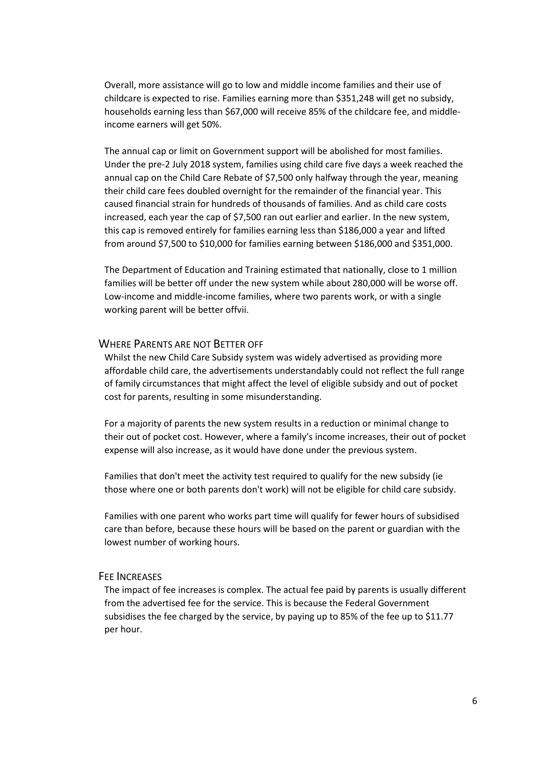Overall, more assistance will go to low and middle income families and their use of childcare is expected to rise. Families earning more than $351,248 will get no subsidy, households earning less than $67,000 will receive 85% of the childcare fee, and middle-income earners will get 50%.

The annual cap or limit on Government support will be abolished for most families. Under the pre-2 July 2018 system, families using child care five days a week reached the annual cap on the Child Care Rebate of $7,500 only halfway through the year, meaning their child care fees doubled overnight for the remainder of the financial year. This caused financial strain for hundreds of thousands of families. And as child care costs increased, each year the cap of $7,500 ran out earlier and earlier. In the new system, this cap is removed entirely for families earning less than $186,000 a year and lifted from around $7,500 to $10,000 for families earning between $186,000 and $351,000.

The Department of Education and Training estimated that nationally, close to 1 million families will be better off under the new system while about 280,000 will be worse off. Low-income and middle-income families, where two parents work, or with a single working parent will be better off[vii].

## Where Parents are not Better off

Whilst the new Child Care Subsidy system was widely advertised as providing more affordable child care, the advertisements understandably could not reflect the full range of family circumstances that might affect the level of eligible subsidy and out of pocket cost for parents, resulting in some misunderstanding.

For a majority of parents the new system results in a reduction or minimal change to their out of pocket cost. However, where a family's income increases, their out of pocket expense will also increase, as it would have done under the previous system.

Families that don't meet the activity test required to qualify for the new subsidy (ie those where one or both parents don't work) will not be eligible for child care subsidy.

Families with one parent who works part time will qualify for fewer hours of subsidised care than before, because these hours will be based on the parent or guardian with the lowest number of working hours.

## Fee Increases

The impact of fee increases is complex. The actual fee paid by parents is usually different from the advertised fee for the service. This is because the Federal Government subsidises the fee charged by the service, by paying up to 85% of the fee up to $11.77 per hour.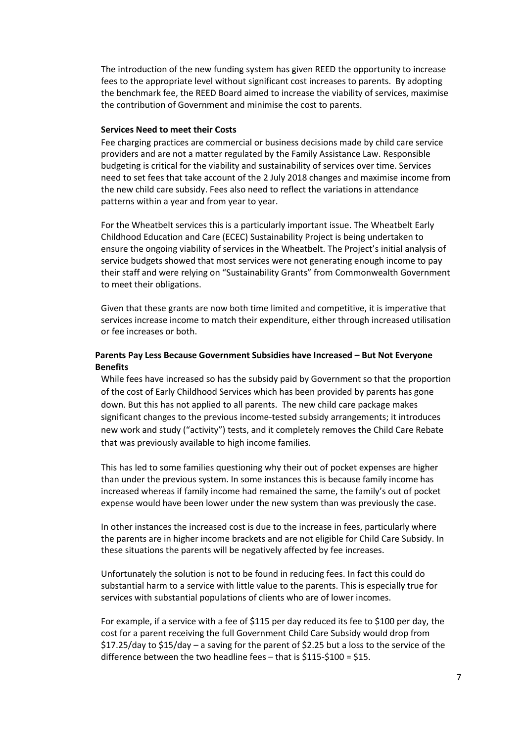The introduction of the new funding system has given REED the opportunity to increase fees to the appropriate level without significant cost increases to parents. By adopting the benchmark fee, the REED Board aimed to increase the viability of services, maximise the contribution of Government and minimise the cost to parents.

**Services Need to meet their Costs**

Fee charging practices are commercial or business decisions made by child care service providers and are not a matter regulated by the Family Assistance Law. Responsible budgeting is critical for the viability and sustainability of services over time. Services need to set fees that take account of the 2 July 2018 changes and maximise income from the new child care subsidy. Fees also need to reflect the variations in attendance patterns within a year and from year to year.

For the Wheatbelt services this is a particularly important issue. The Wheatbelt Early Childhood Education and Care (ECEC) Sustainability Project is being undertaken to ensure the ongoing viability of services in the Wheatbelt. The Project's initial analysis of service budgets showed that most services were not generating enough income to pay their staff and were relying on "Sustainability Grants" from Commonwealth Government to meet their obligations.

Given that these grants are now both time limited and competitive, it is imperative that services increase income to match their expenditure, either through increased utilisation or fee increases or both.

**Parents Pay Less Because Government Subsidies have Increased – But Not Everyone Benefits**

While fees have increased so has the subsidy paid by Government so that the proportion of the cost of Early Childhood Services which has been provided by parents has gone down. But this has not applied to all parents. The new child care package makes significant changes to the previous income-tested subsidy arrangements; it introduces new work and study ("activity") tests, and it completely removes the Child Care Rebate that was previously available to high income families.

This has led to some families questioning why their out of pocket expenses are higher than under the previous system. In some instances this is because family income has increased whereas if family income had remained the same, the family's out of pocket expense would have been lower under the new system than was previously the case.

In other instances the increased cost is due to the increase in fees, particularly where the parents are in higher income brackets and are not eligible for Child Care Subsidy. In these situations the parents will be negatively affected by fee increases.

Unfortunately the solution is not to be found in reducing fees. In fact this could do substantial harm to a service with little value to the parents. This is especially true for services with substantial populations of clients who are of lower incomes.

For example, if a service with a fee of $115 per day reduced its fee to $100 per day, the cost for a parent receiving the full Government Child Care Subsidy would drop from $17.25/day to $15/day – a saving for the parent of $2.25 but a loss to the service of the difference between the two headline fees – that is $115-$100 = $15.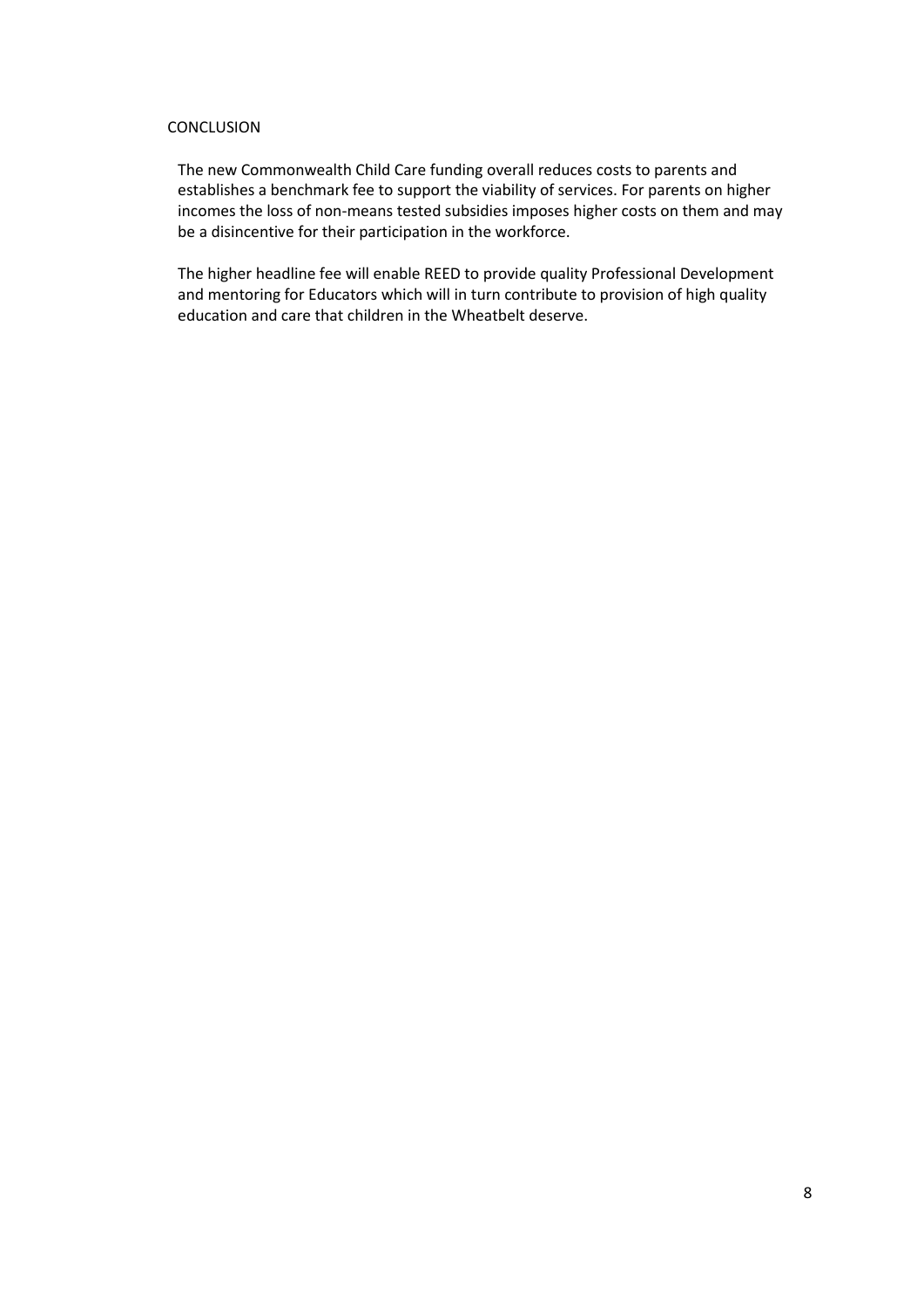## CONCLUSION

The new Commonwealth Child Care funding overall reduces costs to parents and establishes a benchmark fee to support the viability of services. For parents on higher incomes the loss of non-means tested subsidies imposes higher costs on them and may be a disincentive for their participation in the workforce.

The higher headline fee will enable REED to provide quality Professional Development and mentoring for Educators which will in turn contribute to provision of high quality education and care that children in the Wheatbelt deserve.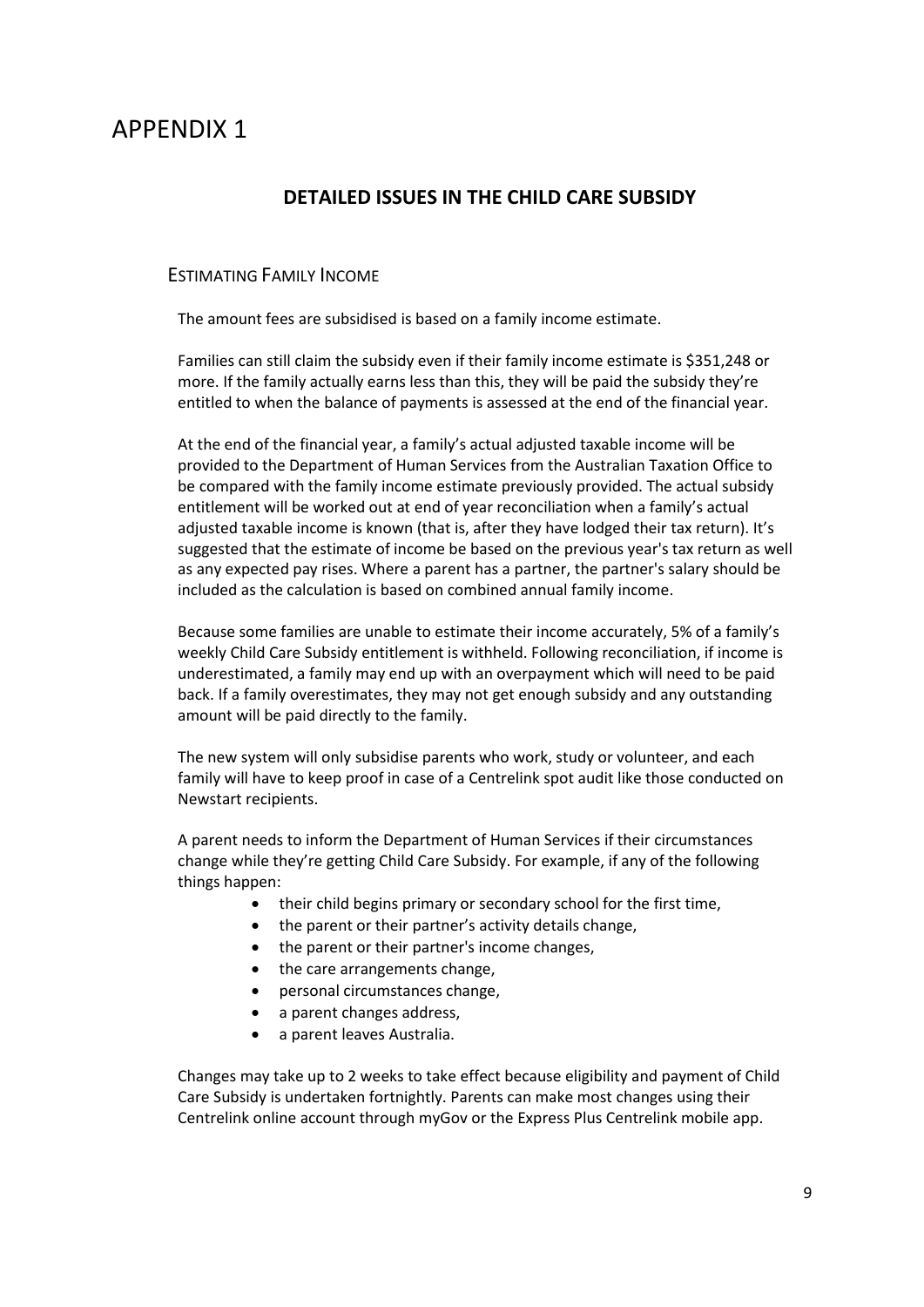# APPENDIX 1

## DETAILED ISSUES IN THE CHILD CARE SUBSIDY

### ESTIMATING FAMILY INCOME

The amount fees are subsidised is based on a family income estimate.

Families can still claim the subsidy even if their family income estimate is $351,248 or more. If the family actually earns less than this, they will be paid the subsidy they're entitled to when the balance of payments is assessed at the end of the financial year.

At the end of the financial year, a family's actual adjusted taxable income will be provided to the Department of Human Services from the Australian Taxation Office to be compared with the family income estimate previously provided. The actual subsidy entitlement will be worked out at end of year reconciliation when a family's actual adjusted taxable income is known (that is, after they have lodged their tax return). It's suggested that the estimate of income be based on the previous year's tax return as well as any expected pay rises. Where a parent has a partner, the partner's salary should be included as the calculation is based on combined annual family income.

Because some families are unable to estimate their income accurately, 5% of a family's weekly Child Care Subsidy entitlement is withheld. Following reconciliation, if income is underestimated, a family may end up with an overpayment which will need to be paid back. If a family overestimates, they may not get enough subsidy and any outstanding amount will be paid directly to the family.

The new system will only subsidise parents who work, study or volunteer, and each family will have to keep proof in case of a Centrelink spot audit like those conducted on Newstart recipients.

A parent needs to inform the Department of Human Services if their circumstances change while they're getting Child Care Subsidy. For example, if any of the following things happen:

- their child begins primary or secondary school for the first time,
- the parent or their partner's activity details change,
- the parent or their partner's income changes,
- the care arrangements change,
- personal circumstances change,
- a parent changes address,
- a parent leaves Australia.

Changes may take up to 2 weeks to take effect because eligibility and payment of Child Care Subsidy is undertaken fortnightly. Parents can make most changes using their Centrelink online account through myGov or the Express Plus Centrelink mobile app.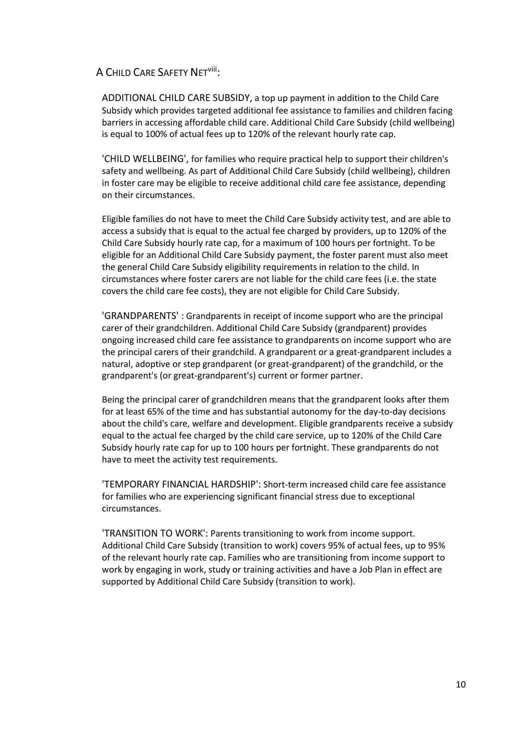## A Child Care Safety Net[viii]:

ADDITIONAL CHILD CARE SUBSIDY, a top up payment in addition to the Child Care Subsidy which provides targeted additional fee assistance to families and children facing barriers in accessing affordable child care. Additional Child Care Subsidy (child wellbeing) is equal to 100% of actual fees up to 120% of the relevant hourly rate cap.

'CHILD WELLBEING', for families who require practical help to support their children's safety and wellbeing. As part of Additional Child Care Subsidy (child wellbeing), children in foster care may be eligible to receive additional child care fee assistance, depending on their circumstances.

Eligible families do not have to meet the Child Care Subsidy activity test, and are able to access a subsidy that is equal to the actual fee charged by providers, up to 120% of the Child Care Subsidy hourly rate cap, for a maximum of 100 hours per fortnight. To be eligible for an Additional Child Care Subsidy payment, the foster parent must also meet the general Child Care Subsidy eligibility requirements in relation to the child. In circumstances where foster carers are not liable for the child care fees (i.e. the state covers the child care fee costs), they are not eligible for Child Care Subsidy.

'GRANDPARENTS' : Grandparents in receipt of income support who are the principal carer of their grandchildren. Additional Child Care Subsidy (grandparent) provides ongoing increased child care fee assistance to grandparents on income support who are the principal carers of their grandchild. A grandparent or a great-grandparent includes a natural, adoptive or step grandparent (or great-grandparent) of the grandchild, or the grandparent's (or great-grandparent's) current or former partner.

Being the principal carer of grandchildren means that the grandparent looks after them for at least 65% of the time and has substantial autonomy for the day-to-day decisions about the child's care, welfare and development. Eligible grandparents receive a subsidy equal to the actual fee charged by the child care service, up to 120% of the Child Care Subsidy hourly rate cap for up to 100 hours per fortnight. These grandparents do not have to meet the activity test requirements.

'TEMPORARY FINANCIAL HARDSHIP': Short-term increased child care fee assistance for families who are experiencing significant financial stress due to exceptional circumstances.

'TRANSITION TO WORK': Parents transitioning to work from income support. Additional Child Care Subsidy (transition to work) covers 95% of actual fees, up to 95% of the relevant hourly rate cap. Families who are transitioning from income support to work by engaging in work, study or training activities and have a Job Plan in effect are supported by Additional Child Care Subsidy (transition to work).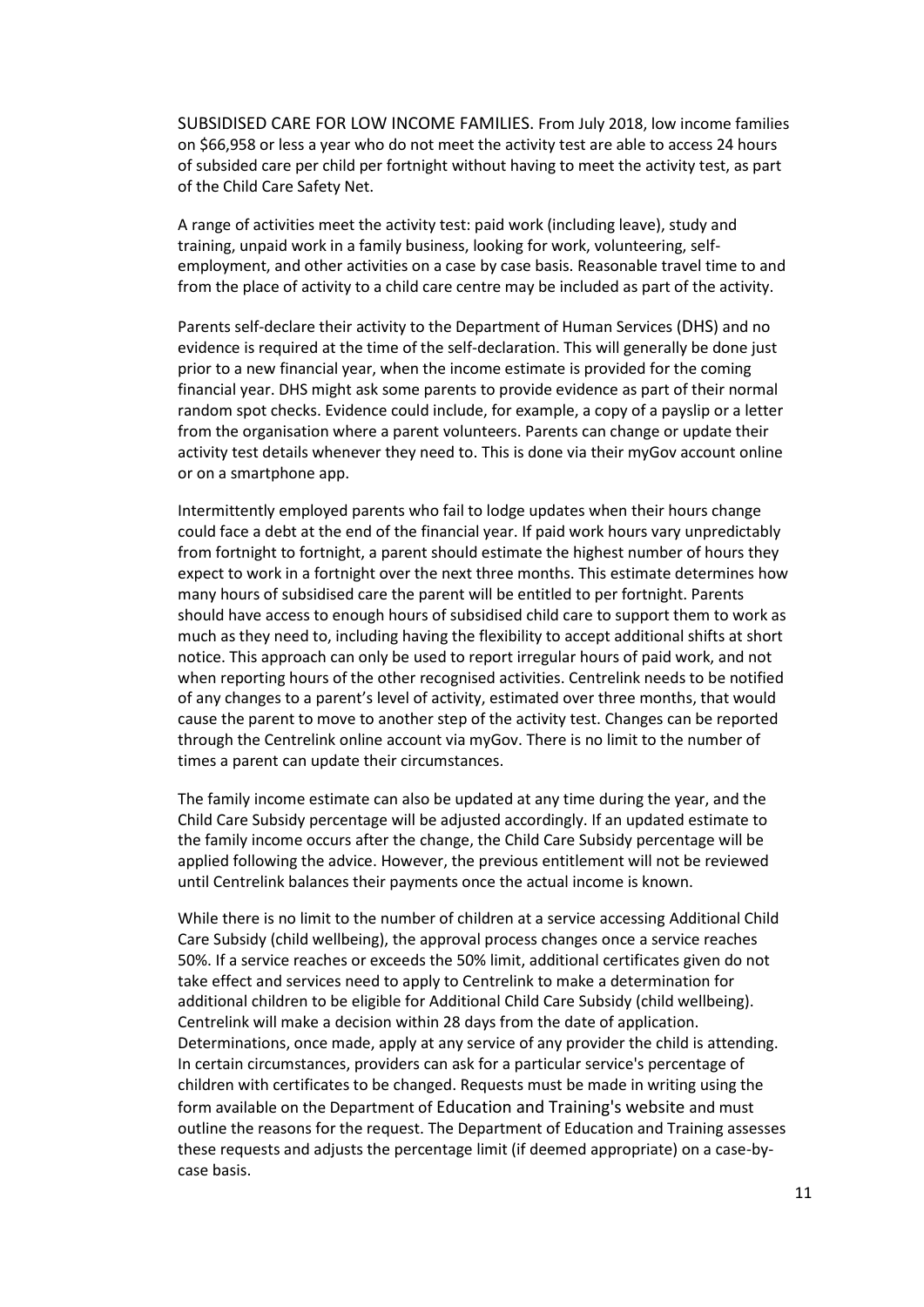SUBSIDISED CARE FOR LOW INCOME FAMILIES. From July 2018, low income families on $66,958 or less a year who do not meet the activity test are able to access 24 hours of subsided care per child per fortnight without having to meet the activity test, as part of the Child Care Safety Net.

A range of activities meet the activity test: paid work (including leave), study and training, unpaid work in a family business, looking for work, volunteering, self-employment, and other activities on a case by case basis. Reasonable travel time to and from the place of activity to a child care centre may be included as part of the activity.

Parents self-declare their activity to the Department of Human Services (DHS) and no evidence is required at the time of the self-declaration. This will generally be done just prior to a new financial year, when the income estimate is provided for the coming financial year. DHS might ask some parents to provide evidence as part of their normal random spot checks. Evidence could include, for example, a copy of a payslip or a letter from the organisation where a parent volunteers. Parents can change or update their activity test details whenever they need to. This is done via their myGov account online or on a smartphone app.

Intermittently employed parents who fail to lodge updates when their hours change could face a debt at the end of the financial year. If paid work hours vary unpredictably from fortnight to fortnight, a parent should estimate the highest number of hours they expect to work in a fortnight over the next three months. This estimate determines how many hours of subsidised care the parent will be entitled to per fortnight. Parents should have access to enough hours of subsidised child care to support them to work as much as they need to, including having the flexibility to accept additional shifts at short notice. This approach can only be used to report irregular hours of paid work, and not when reporting hours of the other recognised activities. Centrelink needs to be notified of any changes to a parent's level of activity, estimated over three months, that would cause the parent to move to another step of the activity test. Changes can be reported through the Centrelink online account via myGov. There is no limit to the number of times a parent can update their circumstances.

The family income estimate can also be updated at any time during the year, and the Child Care Subsidy percentage will be adjusted accordingly. If an updated estimate to the family income occurs after the change, the Child Care Subsidy percentage will be applied following the advice. However, the previous entitlement will not be reviewed until Centrelink balances their payments once the actual income is known.

While there is no limit to the number of children at a service accessing Additional Child Care Subsidy (child wellbeing), the approval process changes once a service reaches 50%. If a service reaches or exceeds the 50% limit, additional certificates given do not take effect and services need to apply to Centrelink to make a determination for additional children to be eligible for Additional Child Care Subsidy (child wellbeing). Centrelink will make a decision within 28 days from the date of application. Determinations, once made, apply at any service of any provider the child is attending. In certain circumstances, providers can ask for a particular service's percentage of children with certificates to be changed. Requests must be made in writing using the form available on the Department of Education and Training's website and must outline the reasons for the request. The Department of Education and Training assesses these requests and adjusts the percentage limit (if deemed appropriate) on a case-by-case basis.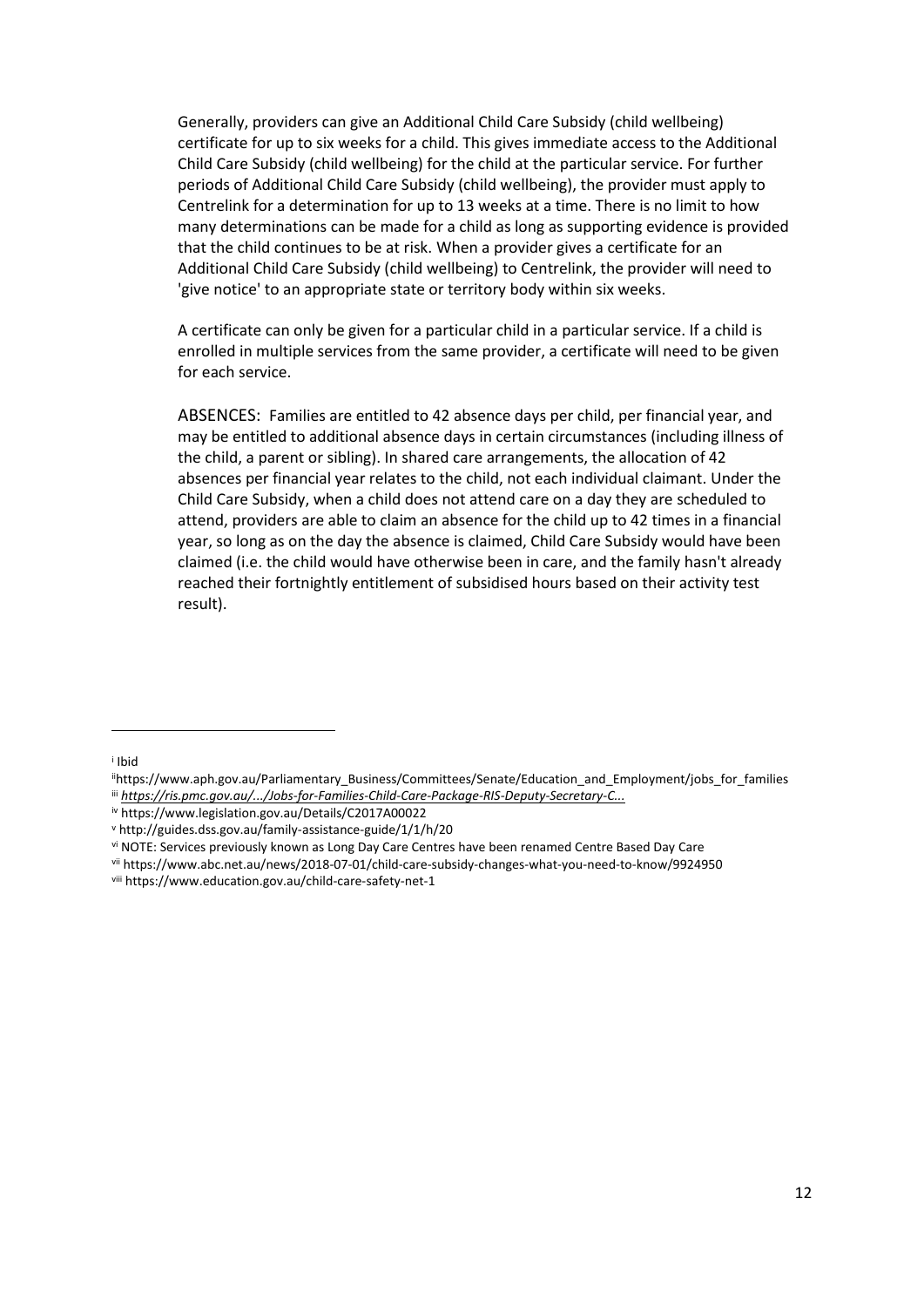Generally, providers can give an Additional Child Care Subsidy (child wellbeing) certificate for up to six weeks for a child. This gives immediate access to the Additional Child Care Subsidy (child wellbeing) for the child at the particular service. For further periods of Additional Child Care Subsidy (child wellbeing), the provider must apply to Centrelink for a determination for up to 13 weeks at a time. There is no limit to how many determinations can be made for a child as long as supporting evidence is provided that the child continues to be at risk. When a provider gives a certificate for an Additional Child Care Subsidy (child wellbeing) to Centrelink, the provider will need to 'give notice' to an appropriate state or territory body within six weeks.

A certificate can only be given for a particular child in a particular service. If a child is enrolled in multiple services from the same provider, a certificate will need to be given for each service.

ABSENCES: Families are entitled to 42 absence days per child, per financial year, and may be entitled to additional absence days in certain circumstances (including illness of the child, a parent or sibling). In shared care arrangements, the allocation of 42 absences per financial year relates to the child, not each individual claimant. Under the Child Care Subsidy, when a child does not attend care on a day they are scheduled to attend, providers are able to claim an absence for the child up to 42 times in a financial year, so long as on the day the absence is claimed, Child Care Subsidy would have been claimed (i.e. the child would have otherwise been in care, and the family hasn't already reached their fortnightly entitlement of subsidised hours based on their activity test result).

---

[i] Ibid

[ii] https://www.aph.gov.au/Parliamentary_Business/Committees/Senate/Education_and_Employment/jobs_for_families

[iii] *https://ris.pmc.gov.au/.../Jobs-for-Families-Child-Care-Package-RIS-Deputy-Secretary-C...*

[iv] https://www.legislation.gov.au/Details/C2017A00022

[v] http://guides.dss.gov.au/family-assistance-guide/1/1/h/20

[vi] NOTE: Services previously known as Long Day Care Centres have been renamed Centre Based Day Care

[vii] https://www.abc.net.au/news/2018-07-01/child-care-subsidy-changes-what-you-need-to-know/9924950

[viii] https://www.education.gov.au/child-care-safety-net-1